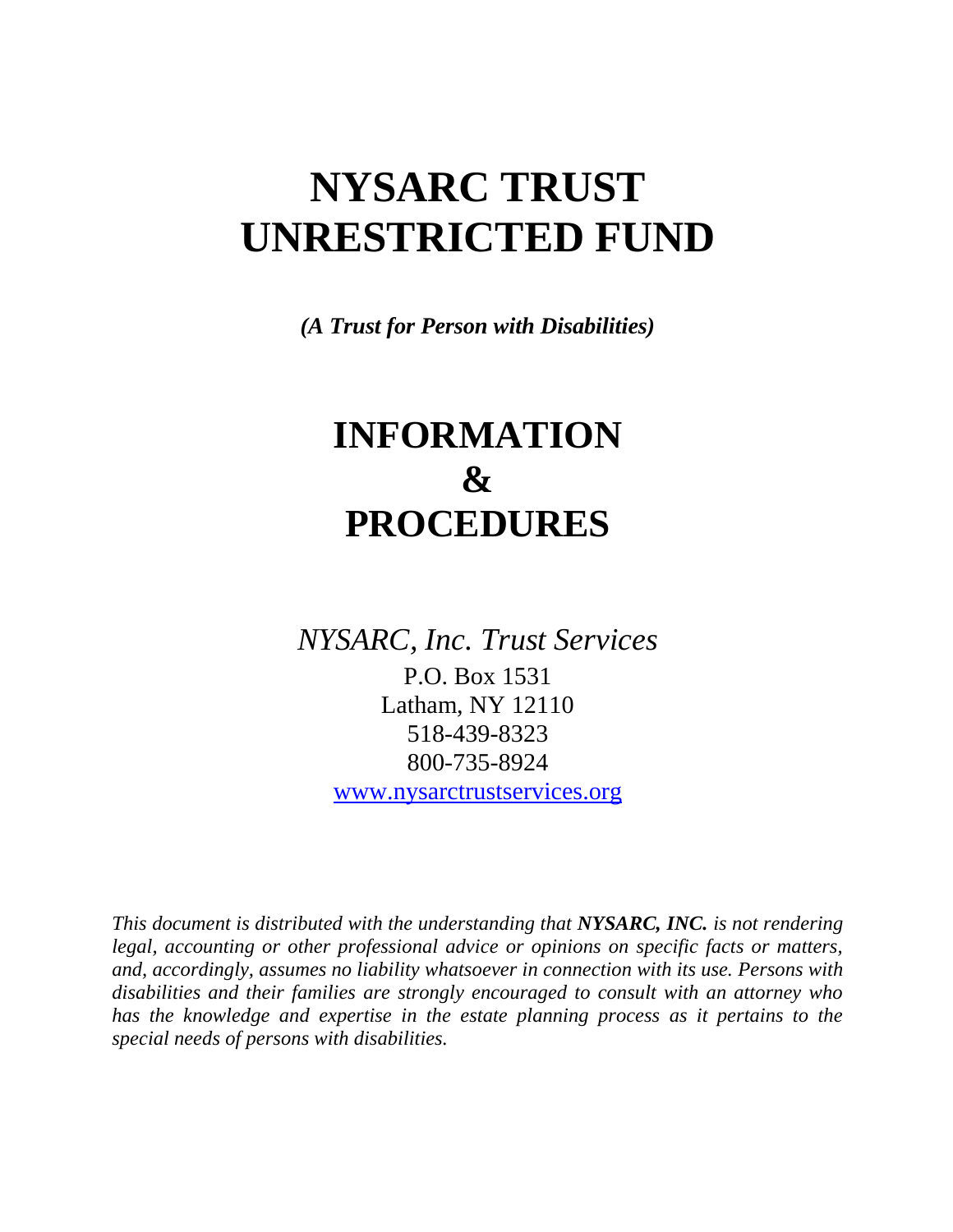# NYSARC TRUST UNRESTRICTED FUND

***(A Trust for Person with Disabilities)***

# INFORMATION & PROCEDURES

*NYSARC, Inc. Trust Services*

P.O. Box 1531
Latham, NY 12110
518-439-8323
800-735-8924
www.nysarctrustservices.org

*This document is distributed with the understanding that **NYSARC, INC.** is not rendering legal, accounting or other professional advice or opinions on specific facts or matters, and, accordingly, assumes no liability whatsoever in connection with its use. Persons with disabilities and their families are strongly encouraged to consult with an attorney who has the knowledge and expertise in the estate planning process as it pertains to the special needs of persons with disabilities.*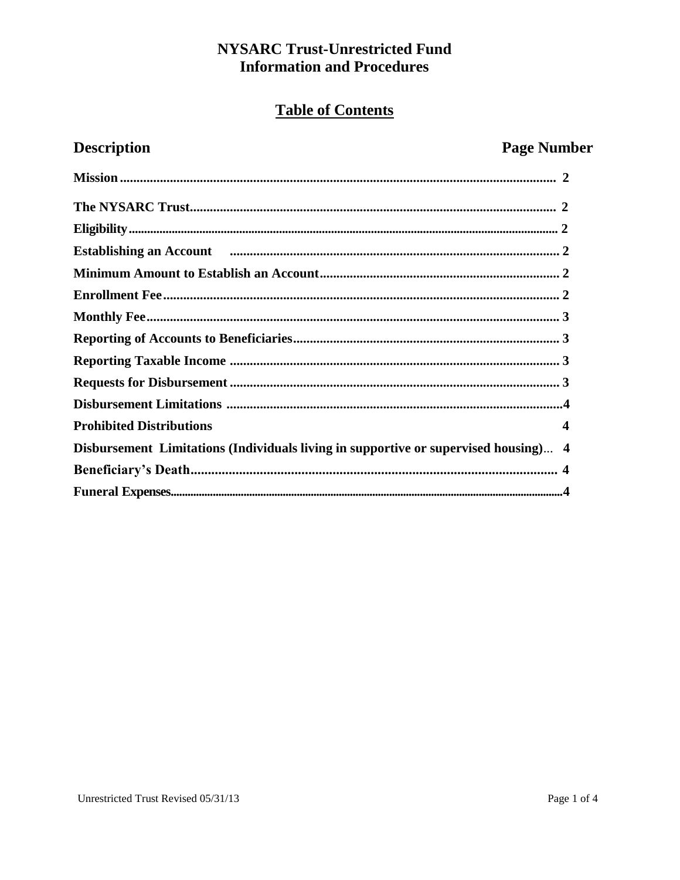# NYSARC Trust-Unrestricted Fund
# Information and Procedures

## Table of Contents

| Description | Page Number |
|---|---|
| Mission | 2 |
| The NYSARC Trust | 2 |
| Eligibility | 2 |
| Establishing an Account | 2 |
| Minimum Amount to Establish an Account | 2 |
| Enrollment Fee | 2 |
| Monthly Fee | 3 |
| Reporting of Accounts to Beneficiaries | 3 |
| Reporting Taxable Income | 3 |
| Requests for Disbursement | 3 |
| Disbursement Limitations | 4 |
| Prohibited Distributions | 4 |
| Disbursement Limitations (Individuals living in supportive or supervised housing) | 4 |
| Beneficiary's Death | 4 |
| Funeral Expenses | 4 |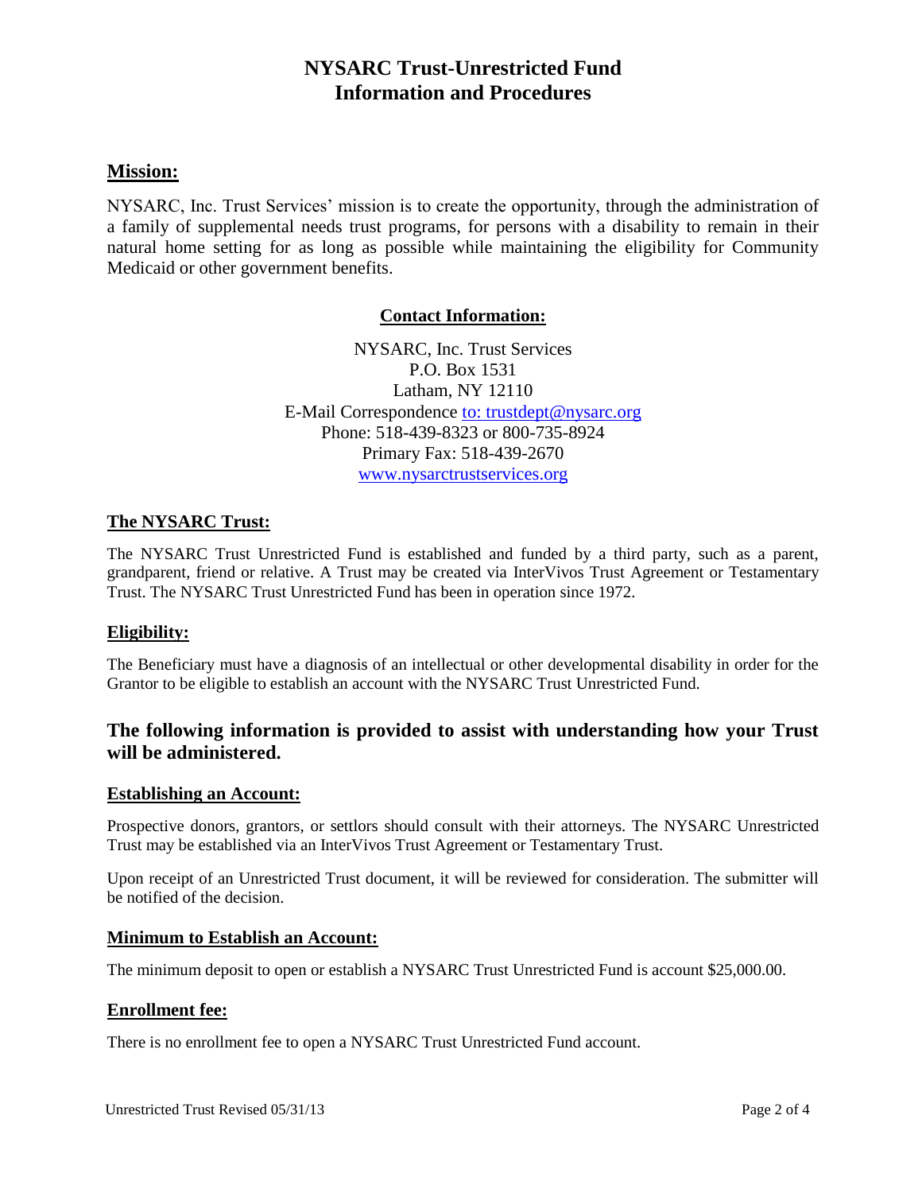# NYSARC Trust-Unrestricted Fund
# Information and Procedures

## Mission:

NYSARC, Inc. Trust Services' mission is to create the opportunity, through the administration of a family of supplemental needs trust programs, for persons with a disability to remain in their natural home setting for as long as possible while maintaining the eligibility for Community Medicaid or other government benefits.

### Contact Information:

NYSARC, Inc. Trust Services
P.O. Box 1531
Latham, NY 12110
E-Mail Correspondence to: trustdept@nysarc.org
Phone: 518-439-8323 or 800-735-8924
Primary Fax: 518-439-2670
www.nysarctrustservices.org

## The NYSARC Trust:

The NYSARC Trust Unrestricted Fund is established and funded by a third party, such as a parent, grandparent, friend or relative. A Trust may be created via InterVivos Trust Agreement or Testamentary Trust. The NYSARC Trust Unrestricted Fund has been in operation since 1972.

## Eligibility:

The Beneficiary must have a diagnosis of an intellectual or other developmental disability in order for the Grantor to be eligible to establish an account with the NYSARC Trust Unrestricted Fund.

## The following information is provided to assist with understanding how your Trust will be administered.

### Establishing an Account:

Prospective donors, grantors, or settlors should consult with their attorneys. The NYSARC Unrestricted Trust may be established via an InterVivos Trust Agreement or Testamentary Trust.

Upon receipt of an Unrestricted Trust document, it will be reviewed for consideration. The submitter will be notified of the decision.

### Minimum to Establish an Account:

The minimum deposit to open or establish a NYSARC Trust Unrestricted Fund is account $25,000.00.

### Enrollment fee:

There is no enrollment fee to open a NYSARC Trust Unrestricted Fund account.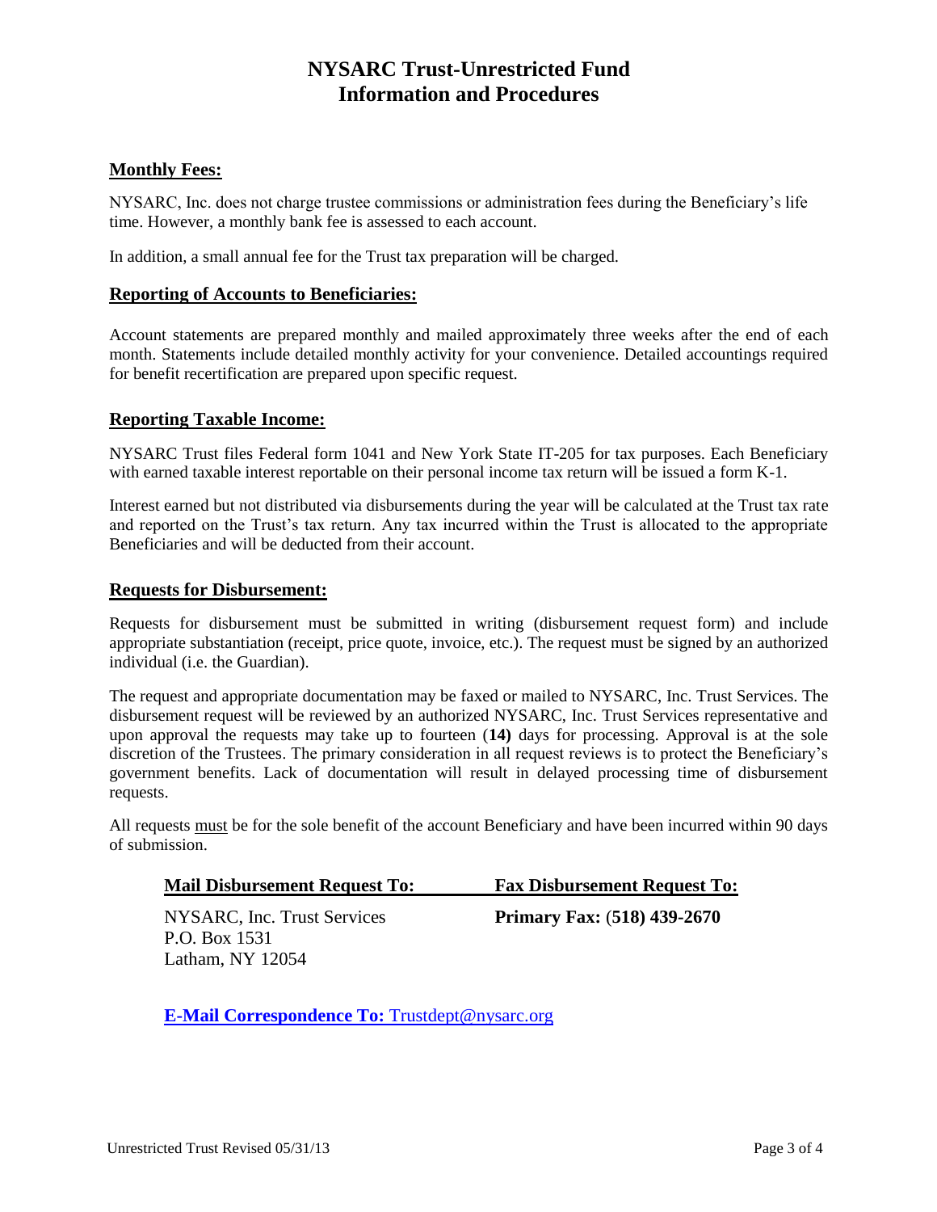# NYSARC Trust-Unrestricted Fund
# Information and Procedures

## Monthly Fees:

NYSARC, Inc. does not charge trustee commissions or administration fees during the Beneficiary's life time. However, a monthly bank fee is assessed to each account.

In addition, a small annual fee for the Trust tax preparation will be charged.

## Reporting of Accounts to Beneficiaries:

Account statements are prepared monthly and mailed approximately three weeks after the end of each month. Statements include detailed monthly activity for your convenience. Detailed accountings required for benefit recertification are prepared upon specific request.

## Reporting Taxable Income:

NYSARC Trust files Federal form 1041 and New York State IT-205 for tax purposes. Each Beneficiary with earned taxable interest reportable on their personal income tax return will be issued a form K-1.

Interest earned but not distributed via disbursements during the year will be calculated at the Trust tax rate and reported on the Trust's tax return. Any tax incurred within the Trust is allocated to the appropriate Beneficiaries and will be deducted from their account.

## Requests for Disbursement:

Requests for disbursement must be submitted in writing (disbursement request form) and include appropriate substantiation (receipt, price quote, invoice, etc.). The request must be signed by an authorized individual (i.e. the Guardian).

The request and appropriate documentation may be faxed or mailed to NYSARC, Inc. Trust Services. The disbursement request will be reviewed by an authorized NYSARC, Inc. Trust Services representative and upon approval the requests may take up to fourteen (**14)** days for processing. Approval is at the sole discretion of the Trustees. The primary consideration in all request reviews is to protect the Beneficiary's government benefits. Lack of documentation will result in delayed processing time of disbursement requests.

All requests must be for the sole benefit of the account Beneficiary and have been incurred within 90 days of submission.

**Mail Disbursement Request To:**

NYSARC, Inc. Trust Services
P.O. Box 1531
Latham, NY 12054

**Fax Disbursement Request To:**

**Primary Fax: (518) 439-2670**

**E-Mail Correspondence To:** Trustdept@nysarc.org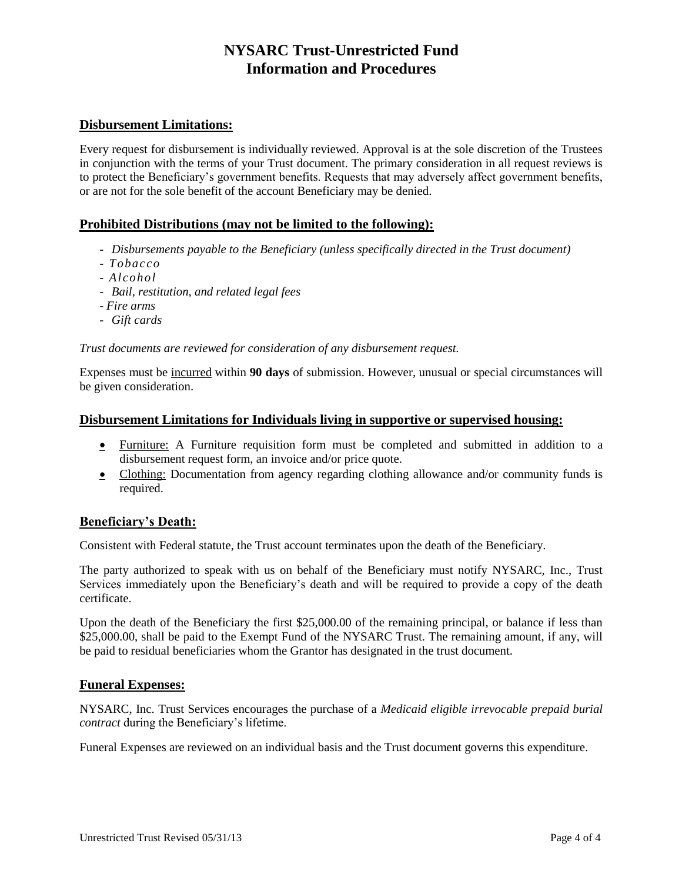# NYSARC Trust-Unrestricted Fund
# Information and Procedures

## Disbursement Limitations:

Every request for disbursement is individually reviewed. Approval is at the sole discretion of the Trustees in conjunction with the terms of your Trust document. The primary consideration in all request reviews is to protect the Beneficiary's government benefits. Requests that may adversely affect government benefits, or are not for the sole benefit of the account Beneficiary may be denied.

## Prohibited Distributions (may not be limited to the following):

- *Disbursements payable to the Beneficiary (unless specifically directed in the Trust document)*
- *Tobacco*
- *Alcohol*
- *Bail, restitution, and related legal fees*
- *Fire arms*
- *Gift cards*

*Trust documents are reviewed for consideration of any disbursement request.*

Expenses must be <u>incurred</u> within **90 days** of submission. However, unusual or special circumstances will be given consideration.

## Disbursement Limitations for Individuals living in supportive or supervised housing:

- <u>Furniture:</u> A Furniture requisition form must be completed and submitted in addition to a disbursement request form, an invoice and/or price quote.
- <u>Clothing:</u> Documentation from agency regarding clothing allowance and/or community funds is required.

## Beneficiary's Death:

Consistent with Federal statute, the Trust account terminates upon the death of the Beneficiary.

The party authorized to speak with us on behalf of the Beneficiary must notify NYSARC, Inc., Trust Services immediately upon the Beneficiary's death and will be required to provide a copy of the death certificate.

Upon the death of the Beneficiary the first $25,000.00 of the remaining principal, or balance if less than $25,000.00, shall be paid to the Exempt Fund of the NYSARC Trust. The remaining amount, if any, will be paid to residual beneficiaries whom the Grantor has designated in the trust document.

## Funeral Expenses:

NYSARC, Inc. Trust Services encourages the purchase of a *Medicaid eligible irrevocable prepaid burial contract* during the Beneficiary's lifetime.

Funeral Expenses are reviewed on an individual basis and the Trust document governs this expenditure.

Unrestricted Trust Revised 05/31/13